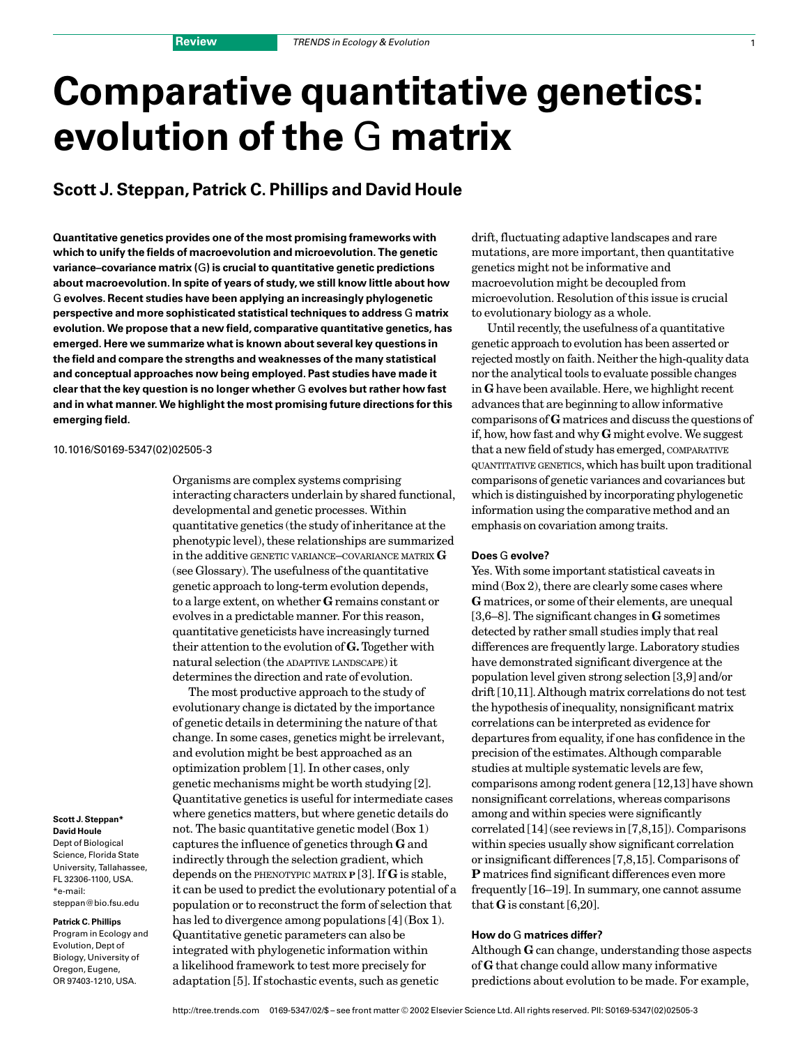# Comparative quantitative genetics: evolution of the G matrix

## Scott J. Steppan, Patrick C. Phillips and David Houle

**Quantitative genetics provides one of the most promising frameworks with which to unify the fields of macroevolution and microevolution. The genetic variance–covariance matrix (G) is crucial to quantitative genetic predictions about macroevolution. In spite of years of study, we still know little about how G evolves. Recent studies have been applying an increasingly phylogenetic perspective and more sophisticated statistical techniques to address G matrix evolution. We propose that a new field, comparative quantitative genetics, has emerged. Here we summarize what is known about several key questions in the field and compare the strengths and weaknesses of the many statistical and conceptual approaches now being employed. Past studies have made it clear that the key question is no longer whether G evolves but rather how fast and in what manner. We highlight the most promising future directions for this emerging field.**

10.1016/S0169-5347(02)02505-3

Organisms are complex systems comprising interacting characters underlain by shared functional, developmental and genetic processes. Within quantitative genetics (the study of inheritance at the phenotypic level), these relationships are summarized in the additive GENETIC VARIANCE–COVARIANCE MATRIX **G** (see Glossary). The usefulness of the quantitative genetic approach to long-term evolution depends, to a large extent, on whether **G** remains constant or evolves in a predictable manner. For this reason, quantitative geneticists have increasingly turned their attention to the evolution of **G.** Together with natural selection (the ADAPTIVE LANDSCAPE) it determines the direction and rate of evolution.

The most productive approach to the study of evolutionary change is dictated by the importance of genetic details in determining the nature of that change. In some cases, genetics might be irrelevant, and evolution might be best approached as an optimization problem [1]. In other cases, only genetic mechanisms might be worth studying [2]. Quantitative genetics is useful for intermediate cases where genetics matters, but where genetic details do not. The basic quantitative genetic model (Box 1) captures the influence of genetics through **G** and indirectly through the selection gradient, which depends on the PHENOTYPIC MATRIX **P** [3]. If **G** is stable, it can be used to predict the evolutionary potential of a population or to reconstruct the form of selection that has led to divergence among populations [4] (Box 1). Quantitative genetic parameters can also be integrated with phylogenetic information within a likelihood framework to test more precisely for adaptation [5]. If stochastic events, such as genetic drift, fluctuating adaptive landscapes and rare mutations, are more important, then quantitative genetics might not be informative and macroevolution might be decoupled from microevolution. Resolution of this issue is crucial to evolutionary biology as a whole.

Until recently, the usefulness of a quantitative genetic approach to evolution has been asserted or rejected mostly on faith. Neither the high-quality data nor the analytical tools to evaluate possible changes in **G** have been available. Here, we highlight recent advances that are beginning to allow informative comparisons of **G** matrices and discuss the questions of if, how, how fast and why **G** might evolve. We suggest that a new field of study has emerged, COMPARATIVE QUANTITATIVE GENETICS, which has built upon traditional comparisons of genetic variances and covariances but which is distinguished by incorporating phylogenetic information using the comparative method and an emphasis on covariation among traits.

**Scott J. Steppan***
**David Houle**
Dept of Biological Science, Florida State University, Tallahassee, FL 32306-1100, USA.
*e-mail: steppan@bio.fsu.edu

**Patrick C. Phillips**
Program in Ecology and Evolution, Dept of Biology, University of Oregon, Eugene, OR 97403-1210, USA.

### Does G evolve?

Yes. With some important statistical caveats in mind (Box 2), there are clearly some cases where **G** matrices, or some of their elements, are unequal [3,6–8]. The significant changes in **G** sometimes detected by rather small studies imply that real differences are frequently large. Laboratory studies have demonstrated significant divergence at the population level given strong selection [3,9] and/or drift [10,11]. Although matrix correlations do not test the hypothesis of inequality, nonsignificant matrix correlations can be interpreted as evidence for departures from equality, if one has confidence in the precision of the estimates. Although comparable studies at multiple systematic levels are few, comparisons among rodent genera [12,13] have shown nonsignificant correlations, whereas comparisons among and within species were significantly correlated [14] (see reviews in [7,8,15]). Comparisons within species usually show significant correlation or insignificant differences [7,8,15]. Comparisons of **P** matrices find significant differences even more frequently [16–19]. In summary, one cannot assume that **G** is constant [6,20].

### How do G matrices differ?

Although **G** can change, understanding those aspects of **G** that change could allow many informative predictions about evolution to be made. For example,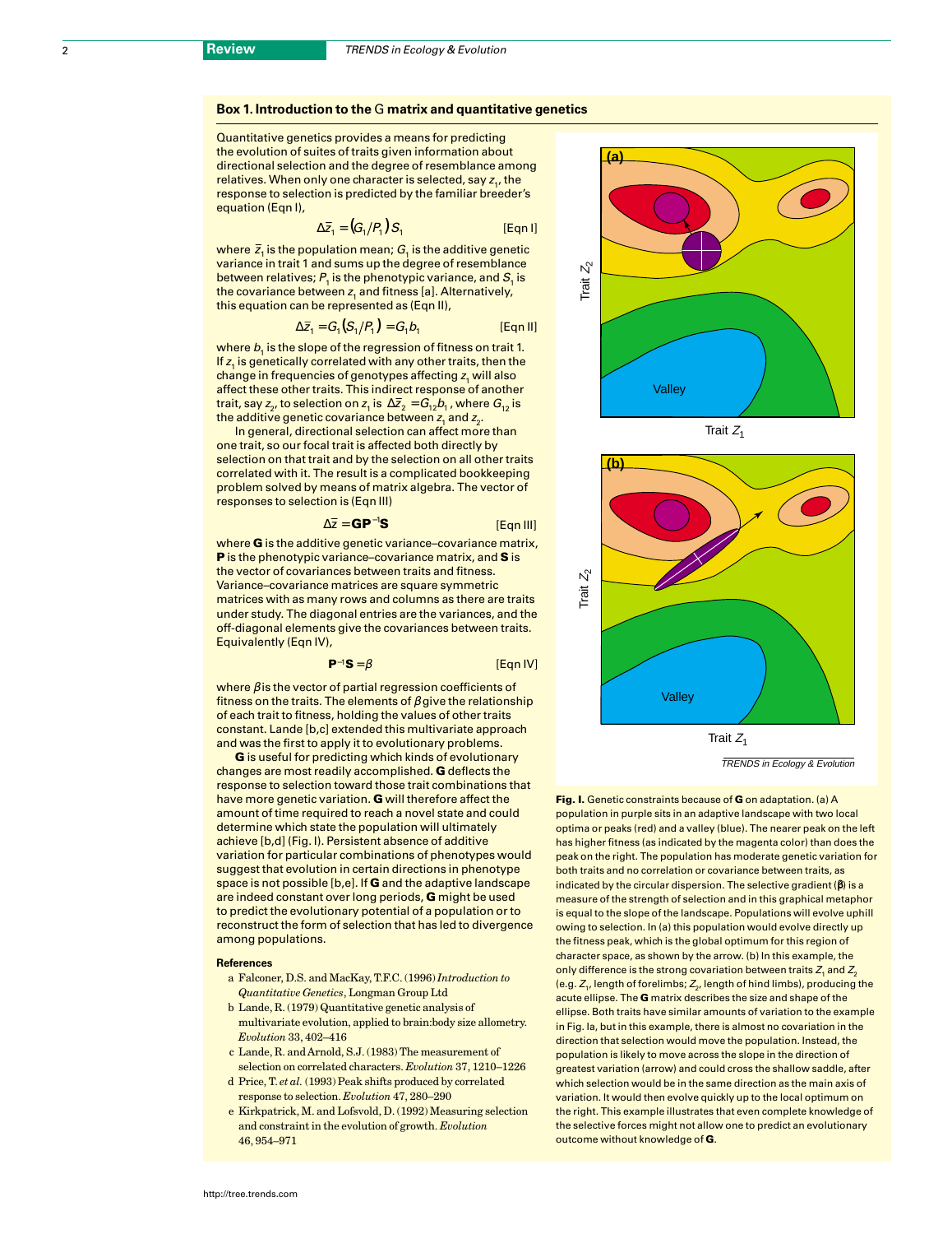## Box 1. Introduction to the G matrix and quantitative genetics

Quantitative genetics provides a means for predicting the evolution of suites of traits given information about directional selection and the degree of resemblance among relatives. When only one character is selected, say $z_1$, the response to selection is predicted by the familiar breeder's equation (Eqn I),

$$\Delta\bar{z}_1 = (G_1/P_1)\,S_1 \qquad \text{[Eqn I]}$$

where $\bar{z}_1$ is the population mean; $G_1$ is the additive genetic variance in trait 1 and sums up the degree of resemblance between relatives; $P_1$ is the phenotypic variance, and $S_1$ is the covariance between $z_1$ and fitness [a]. Alternatively, this equation can be represented as (Eqn II),

$$\Delta\bar{z}_1 = G_1(S_1/P_1) = G_1 b_1 \qquad \text{[Eqn II]}$$

where $b_1$ is the slope of the regression of fitness on trait 1. If $z_1$ is genetically correlated with any other traits, then the change in frequencies of genotypes affecting $z_1$ will also affect these other traits. This indirect response of another trait, say $z_2$, to selection on $z_1$ is $\Delta\bar{z}_2 = G_{12}b_1$, where $G_{12}$ is the additive genetic covariance between $z_1$ and $z_2$.

In general, directional selection can affect more than one trait, so our focal trait is affected both directly by selection on that trait and by the selection on all other traits correlated with it. The result is a complicated bookkeeping problem solved by means of matrix algebra. The vector of responses to selection is (Eqn III)

$$\Delta\bar{z} = \mathbf{G}\mathbf{P}^{-1}\mathbf{S} \qquad \text{[Eqn III]}$$

where **G** is the additive genetic variance–covariance matrix, **P** is the phenotypic variance–covariance matrix, and **S** is the vector of covariances between traits and fitness. Variance–covariance matrices are square symmetric matrices with as many rows and columns as there are traits under study. The diagonal entries are the variances, and the off-diagonal elements give the covariances between traits. Equivalently (Eqn IV),

$$\mathbf{P}^{-1}\mathbf{S} = \beta \qquad \text{[Eqn IV]}$$

where $\beta$ is the vector of partial regression coefficients of fitness on the traits. The elements of $\beta$ give the relationship of each trait to fitness, holding the values of other traits constant. Lande [b,c] extended this multivariate approach and was the first to apply it to evolutionary problems.

**G** is useful for predicting which kinds of evolutionary changes are most readily accomplished. **G** deflects the response to selection toward those trait combinations that have more genetic variation. **G** will therefore affect the amount of time required to reach a novel state and could determine which state the population will ultimately achieve [b,d] (Fig. I). Persistent absence of additive variation for particular combinations of phenotypes would suggest that evolution in certain directions in phenotype space is not possible [b,e]. If **G** and the adaptive landscape are indeed constant over long periods, **G** might be used to predict the evolutionary potential of a population or to reconstruct the form of selection that has led to divergence among populations.

**References**

a Falconer, D.S. and MacKay, T.F.C. (1996) *Introduction to Quantitative Genetics*, Longman Group Ltd

b Lande, R. (1979) Quantitative genetic analysis of multivariate evolution, applied to brain:body size allometry. *Evolution* 33, 402–416

c Lande, R. and Arnold, S.J. (1983) The measurement of selection on correlated characters. *Evolution* 37, 1210–1226

d Price, T. *et al.* (1993) Peak shifts produced by correlated response to selection. *Evolution* 47, 280–290

e Kirkpatrick, M. and Lofsvold, D. (1992) Measuring selection and constraint in the evolution of growth. *Evolution* 46, 954–971

**Fig. I.** Genetic constraints because of **G** on adaptation. (a) A population in purple sits in an adaptive landscape with two local optima or peaks (red) and a valley (blue). The nearer peak on the left has higher fitness (as indicated by the magenta color) than does the peak on the right. The population has moderate genetic variation for both traits and no correlation or covariance between traits, as indicated by the circular dispersion. The selective gradient (**β**) is a measure of the strength of selection and in this graphical metaphor is equal to the slope of the landscape. Populations will evolve uphill owing to selection. In (a) this population would evolve directly up the fitness peak, which is the global optimum for this region of character space, as shown by the arrow. (b) In this example, the only difference is the strong covariation between traits $Z_1$ and $Z_2$ (e.g. $Z_1$, length of forelimbs; $Z_2$, length of hind limbs), producing the acute ellipse. The **G** matrix describes the size and shape of the ellipse. Both traits have similar amounts of variation to the example in Fig. Ia, but in this example, there is almost no covariation in the direction that selection would move the population. Instead, the population is likely to move across the slope in the direction of greatest variation (arrow) and could cross the shallow saddle, after which selection would be in the same direction as the main axis of variation. It would then evolve quickly up to the local optimum on the right. This example illustrates that even complete knowledge of the selective forces might not allow one to predict an evolutionary outcome without knowledge of **G**.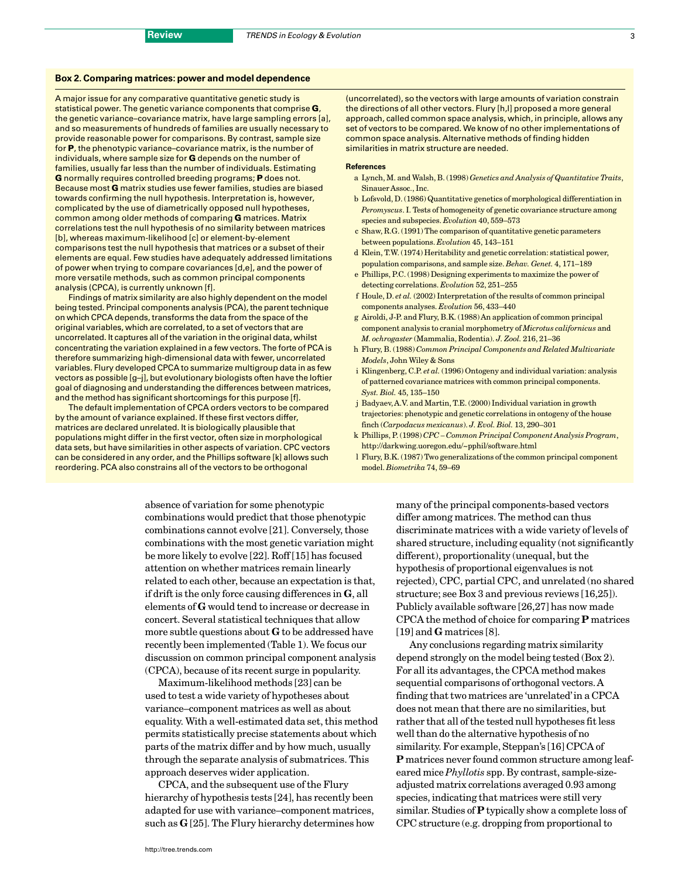## Box 2. Comparing matrices: power and model dependence

A major issue for any comparative quantitative genetic study is statistical power. The genetic variance components that comprise **G**, the genetic variance–covariance matrix, have large sampling errors [a], and so measurements of hundreds of families are usually necessary to provide reasonable power for comparisons. By contrast, sample size for **P**, the phenotypic variance–covariance matrix, is the number of individuals, where sample size for **G** depends on the number of families, usually far less than the number of individuals. Estimating **G** normally requires controlled breeding programs; **P** does not. Because most **G** matrix studies use fewer families, studies are biased towards confirming the null hypothesis. Interpretation is, however, complicated by the use of diametrically opposed null hypotheses, common among older methods of comparing **G** matrices. Matrix correlations test the null hypothesis of no similarity between matrices [b], whereas maximum-likelihood [c] or element-by-element comparisons test the null hypothesis that matrices or a subset of their elements are equal. Few studies have adequately addressed limitations of power when trying to compare covariances [d,e], and the power of more versatile methods, such as common principal components analysis (CPCA), is currently unknown [f].

Findings of matrix similarity are also highly dependent on the model being tested. Principal components analysis (PCA), the parent technique on which CPCA depends, transforms the data from the space of the original variables, which are correlated, to a set of vectors that are uncorrelated. It captures all of the variation in the original data, whilst concentrating the variation explained in a few vectors. The forte of PCA is therefore summarizing high-dimensional data with fewer, uncorrelated variables. Flury developed CPCA to summarize multigroup data in as few vectors as possible [g–j], but evolutionary biologists often have the loftier goal of diagnosing and understanding the differences between matrices, and the method has significant shortcomings for this purpose [f].

The default implementation of CPCA orders vectors to be compared by the amount of variance explained. If these first vectors differ, matrices are declared unrelated. It is biologically plausible that populations might differ in the first vector, often size in morphological data sets, but have similarities in other aspects of variation. CPC vectors can be considered in any order, and the Phillips software [k] allows such reordering. PCA also constrains all of the vectors to be orthogonal (uncorrelated), so the vectors with large amounts of variation constrain the directions of all other vectors. Flury [h,l] proposed a more general approach, called common space analysis, which, in principle, allows any set of vectors to be compared. We know of no other implementations of common space analysis. Alternative methods of finding hidden similarities in matrix structure are needed.

### References

- a Lynch, M. and Walsh, B. (1998) *Genetics and Analysis of Quantitative Traits*, Sinauer Assoc., Inc.
- b Lofsvold, D. (1986) Quantitative genetics of morphological differentiation in *Peromyscus*. I. Tests of homogeneity of genetic covariance structure among species and subspecies. *Evolution* 40, 559–573
- c Shaw, R.G. (1991) The comparison of quantitative genetic parameters between populations. *Evolution* 45, 143–151
- d Klein, T.W. (1974) Heritability and genetic correlation: statistical power, population comparisons, and sample size. *Behav. Genet.* 4, 171–189
- e Phillips, P.C. (1998) Designing experiments to maximize the power of detecting correlations. *Evolution* 52, 251–255
- f Houle, D. *et al.* (2002) Interpretation of the results of common principal components analyses. *Evolution* 56, 433–440
- g Airoldi, J-P. and Flury, B.K. (1988) An application of common principal component analysis to cranial morphometry of *Microtus californicus* and *M. ochrogaster* (Mammalia, Rodentia). *J. Zool.* 216, 21–36
- h Flury, B. (1988) *Common Principal Components and Related Multivariate Models*, John Wiley & Sons
- i Klingenberg, C.P. *et al.* (1996) Ontogeny and individual variation: analysis of patterned covariance matrices with common principal components. *Syst. Biol.* 45, 135–150
- j Badyaev, A.V. and Martin, T.E. (2000) Individual variation in growth trajectories: phenotypic and genetic correlations in ontogeny of the house finch (*Carpodacus mexicanus*). *J. Evol. Biol.* 13, 290–301
- k Phillips, P. (1998) *CPC – Common Principal Component Analysis Program*, http://darkwing.uoregon.edu/~pphil/software.html
- l Flury, B.K. (1987) Two generalizations of the common principal component model. *Biometrika* 74, 59–69

---

absence of variation for some phenotypic combinations would predict that those phenotypic combinations cannot evolve [21]. Conversely, those combinations with the most genetic variation might be more likely to evolve [22]. Roff [15] has focused attention on whether matrices remain linearly related to each other, because an expectation is that, if drift is the only force causing differences in **G**, all elements of **G** would tend to increase or decrease in concert. Several statistical techniques that allow more subtle questions about **G** to be addressed have recently been implemented (Table 1). We focus our discussion on common principal component analysis (CPCA), because of its recent surge in popularity.

Maximum-likelihood methods [23] can be used to test a wide variety of hypotheses about variance–component matrices as well as about equality. With a well-estimated data set, this method permits statistically precise statements about which parts of the matrix differ and by how much, usually through the separate analysis of submatrices. This approach deserves wider application.

CPCA, and the subsequent use of the Flury hierarchy of hypothesis tests [24], has recently been adapted for use with variance–component matrices, such as **G** [25]. The Flury hierarchy determines how many of the principal components-based vectors differ among matrices. The method can thus discriminate matrices with a wide variety of levels of shared structure, including equality (not significantly different), proportionality (unequal, but the hypothesis of proportional eigenvalues is not rejected), CPC, partial CPC, and unrelated (no shared structure; see Box 3 and previous reviews [16,25]). Publicly available software [26,27] has now made CPCA the method of choice for comparing **P** matrices [19] and **G** matrices [8].

Any conclusions regarding matrix similarity depend strongly on the model being tested (Box 2). For all its advantages, the CPCA method makes sequential comparisons of orthogonal vectors. A finding that two matrices are 'unrelated' in a CPCA does not mean that there are no similarities, but rather that all of the tested null hypotheses fit less well than do the alternative hypothesis of no similarity. For example, Steppan's [16] CPCA of **P** matrices never found common structure among leaf-eared mice *Phyllotis* spp. By contrast, sample-size-adjusted matrix correlations averaged 0.93 among species, indicating that matrices were still very similar. Studies of **P** typically show a complete loss of CPC structure (e.g. dropping from proportional to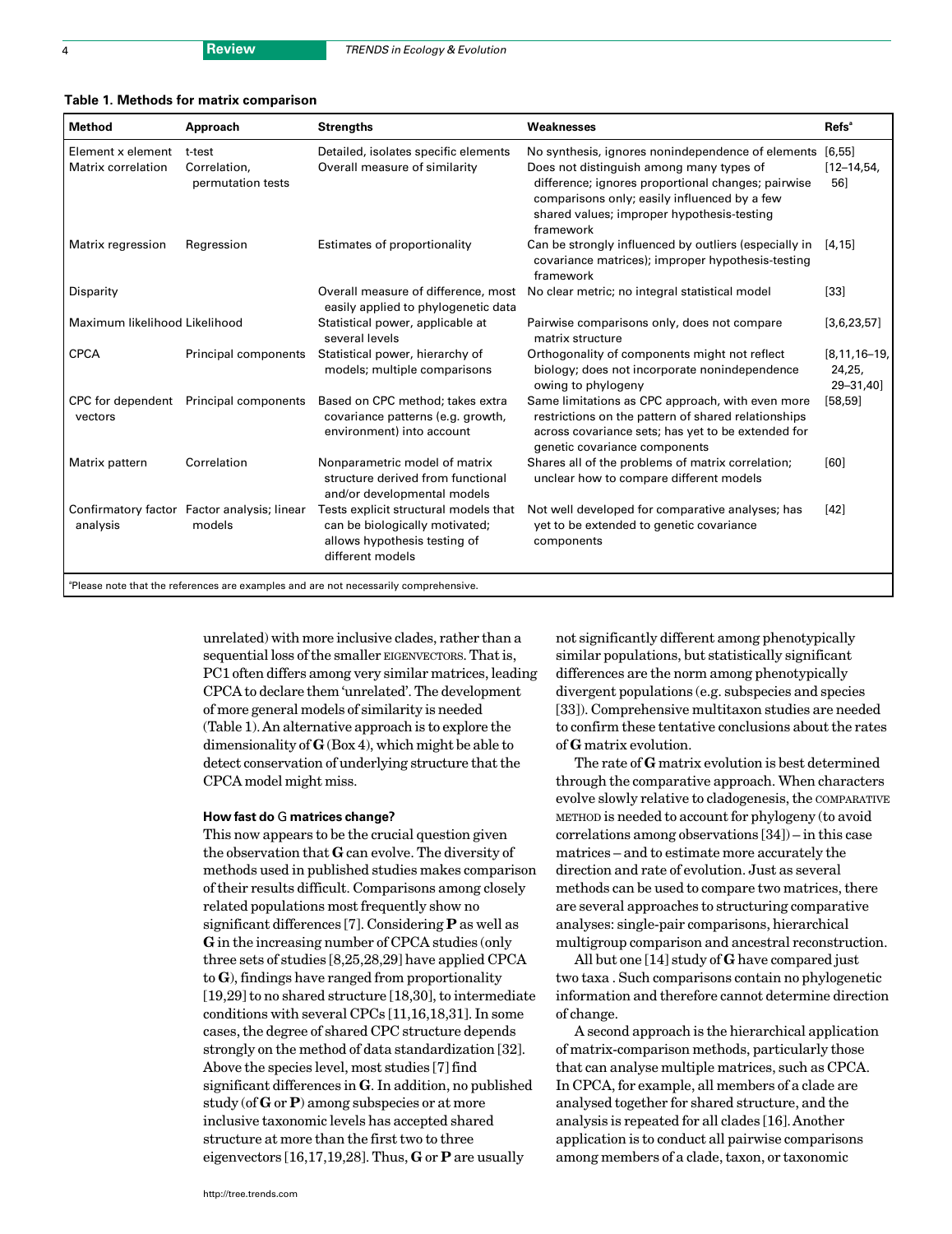**Table 1. Methods for matrix comparison**

| Method | Approach | Strengths | Weaknesses | Refs[a] |
|---|---|---|---|---|
| Element x element | t-test | Detailed, isolates specific elements | No synthesis, ignores nonindependence of elements | [6,55] |
| Matrix correlation | Correlation, permutation tests | Overall measure of similarity | Does not distinguish among many types of difference; ignores proportional changes; pairwise comparisons only; easily influenced by a few shared values; improper hypothesis-testing framework | [12–14,56] |
| Matrix regression | Regression | Estimates of proportionality | Can be strongly influenced by outliers (especially in covariance matrices); improper hypothesis-testing framework | [4,15] |
| Disparity | | Overall measure of difference, most easily applied to phylogenetic data | No clear metric; no integral statistical model | [33] |
| Maximum likelihood | Likelihood | Statistical power, applicable at several levels | Pairwise comparisons only, does not compare matrix structure | [3,6,23,57] |
| CPCA | Principal components | Statistical power, hierarchy of models; multiple comparisons | Orthogonality of components might not reflect biology; does not incorporate nonindependence owing to phylogeny | [8,11,16–19,24,25,29–31,40] |
| CPC for dependent vectors | Principal components | Based on CPC method; takes extra covariance patterns (e.g. growth, environment) into account | Same limitations as CPC approach, with even more restrictions on the pattern of shared relationships across covariance sets; has yet to be extended for genetic covariance components | [58,59] |
| Matrix pattern | Correlation | Nonparametric model of matrix structure derived from functional and/or developmental models | Shares all of the problems of matrix correlation; unclear how to compare different models | [60] |
| Confirmatory factor analysis | Factor analysis; linear models | Tests explicit structural models that can be biologically motivated; allows hypothesis testing of different models | Not well developed for comparative analyses; has yet to be extended to genetic covariance components | [42] |

[a]Please note that the references are examples and are not necessarily comprehensive.

unrelated) with more inclusive clades, rather than a sequential loss of the smaller EIGENVECTORS. That is, PC1 often differs among very similar matrices, leading CPCA to declare them 'unrelated'. The development of more general models of similarity is needed (Table 1). An alternative approach is to explore the dimensionality of **G** (Box 4), which might be able to detect conservation of underlying structure that the CPCA model might miss.

### How fast do G matrices change?

This now appears to be the crucial question given the observation that **G** can evolve. The diversity of methods used in published studies makes comparison of their results difficult. Comparisons among closely related populations most frequently show no significant differences [7]. Considering **P** as well as **G** in the increasing number of CPCA studies (only three sets of studies [8,25,28,29] have applied CPCA to **G**), findings have ranged from proportionality [19,29] to no shared structure [18,30], to intermediate conditions with several CPCs [11,16,18,31]. In some cases, the degree of shared CPC structure depends strongly on the method of data standardization [32]. Above the species level, most studies [7] find significant differences in **G**. In addition, no published study (of **G** or **P**) among subspecies or at more inclusive taxonomic levels has accepted shared structure at more than the first two to three eigenvectors [16,17,19,28]. Thus, **G** or **P** are usually not significantly different among phenotypically similar populations, but statistically significant differences are the norm among phenotypically divergent populations (e.g. subspecies and species [33]). Comprehensive multitaxon studies are needed to confirm these tentative conclusions about the rates of **G** matrix evolution.

The rate of **G** matrix evolution is best determined through the comparative approach. When characters evolve slowly relative to cladogenesis, the COMPARATIVE METHOD is needed to account for phylogeny (to avoid correlations among observations [34]) – in this case matrices – and to estimate more accurately the direction and rate of evolution. Just as several methods can be used to compare two matrices, there are several approaches to structuring comparative analyses: single-pair comparisons, hierarchical multigroup comparison and ancestral reconstruction.

All but one [14] study of **G** have compared just two taxa . Such comparisons contain no phylogenetic information and therefore cannot determine direction of change.

A second approach is the hierarchical application of matrix-comparison methods, particularly those that can analyse multiple matrices, such as CPCA. In CPCA, for example, all members of a clade are analysed together for shared structure, and the analysis is repeated for all clades [16]. Another application is to conduct all pairwise comparisons among members of a clade, taxon, or taxonomic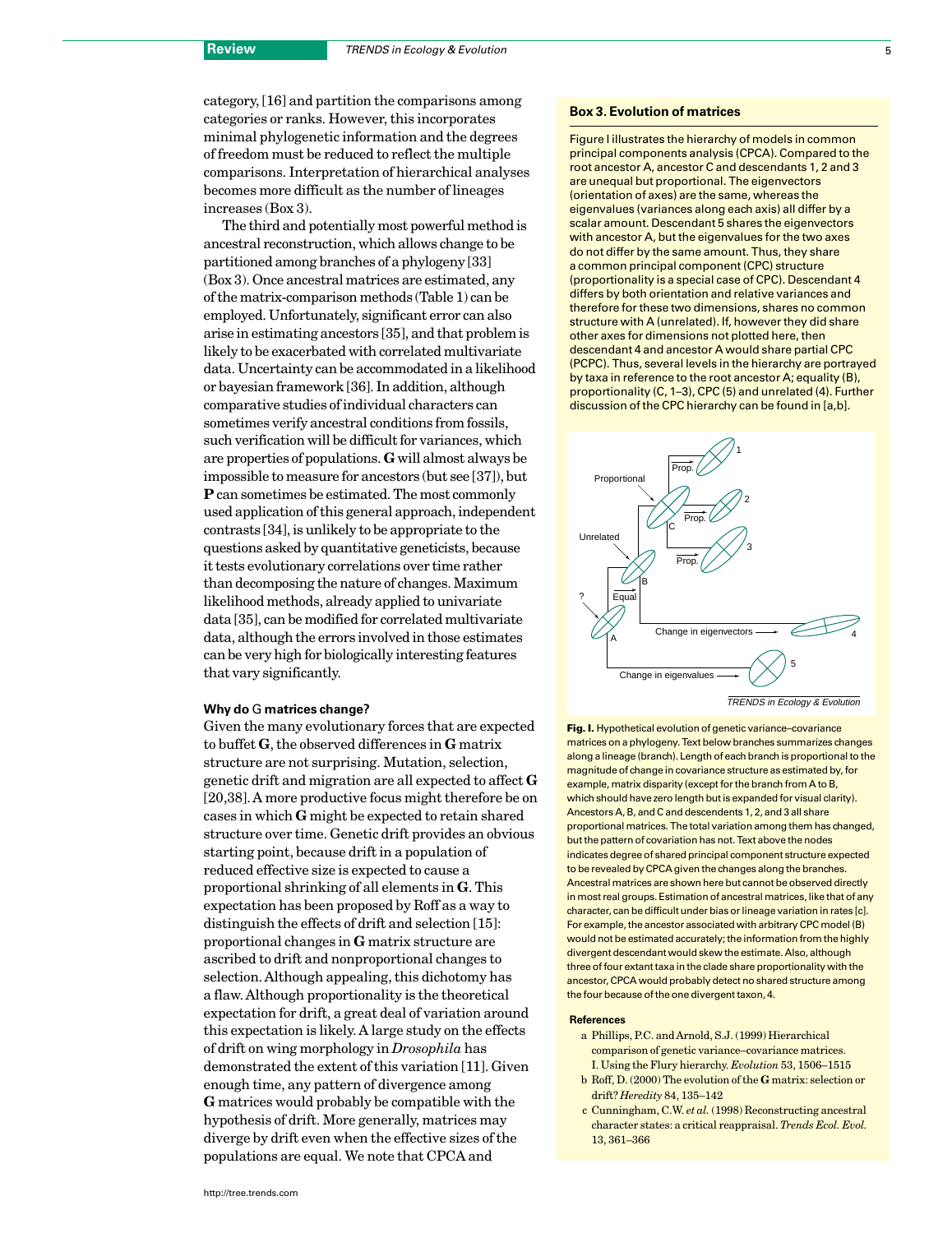category, [16] and partition the comparisons among categories or ranks. However, this incorporates minimal phylogenetic information and the degrees of freedom must be reduced to reflect the multiple comparisons. Interpretation of hierarchical analyses becomes more difficult as the number of lineages increases (Box 3).

The third and potentially most powerful method is ancestral reconstruction, which allows change to be partitioned among branches of a phylogeny [33] (Box 3). Once ancestral matrices are estimated, any of the matrix-comparison methods (Table 1) can be employed. Unfortunately, significant error can also arise in estimating ancestors [35], and that problem is likely to be exacerbated with correlated multivariate data. Uncertainty can be accommodated in a likelihood or bayesian framework [36]. In addition, although comparative studies of individual characters can sometimes verify ancestral conditions from fossils, such verification will be difficult for variances, which are properties of populations. **G** will almost always be impossible to measure for ancestors (but see [37]), but **P** can sometimes be estimated. The most commonly used application of this general approach, independent contrasts [34], is unlikely to be appropriate to the questions asked by quantitative geneticists, because it tests evolutionary correlations over time rather than decomposing the nature of changes. Maximum likelihood methods, already applied to univariate data [35], can be modified for correlated multivariate data, although the errors involved in those estimates can be very high for biologically interesting features that vary significantly.

## Why do G matrices change?

Given the many evolutionary forces that are expected to buffet **G**, the observed differences in **G** matrix structure are not surprising. Mutation, selection, genetic drift and migration are all expected to affect **G** [20,38]. A more productive focus might therefore be on cases in which **G** might be expected to retain shared structure over time. Genetic drift provides an obvious starting point, because drift in a population of reduced effective size is expected to cause a proportional shrinking of all elements in **G**. This expectation has been proposed by Roff as a way to distinguish the effects of drift and selection [15]: proportional changes in **G** matrix structure are ascribed to drift and nonproportional changes to selection. Although appealing, this dichotomy has a flaw. Although proportionality is the theoretical expectation for drift, a great deal of variation around this expectation is likely. A large study on the effects of drift on wing morphology in *Drosophila* has demonstrated the extent of this variation [11]. Given enough time, any pattern of divergence among **G** matrices would probably be compatible with the hypothesis of drift. More generally, matrices may diverge by drift even when the effective sizes of the populations are equal. We note that CPCA and

### Box 3. Evolution of matrices

Figure I illustrates the hierarchy of models in common principal components analysis (CPCA). Compared to the root ancestor A, ancestor C and descendants 1, 2 and 3 are unequal but proportional. The eigenvectors (orientation of axes) are the same, whereas the eigenvalues (variances along each axis) all differ by a scalar amount. Descendant 5 shares the eigenvectors with ancestor A, but the eigenvalues for the two axes do not differ by the same amount. Thus, they share a common principal component (CPC) structure (proportionality is a special case of CPC). Descendant 4 differs by both orientation and relative variances and therefore for these two dimensions, shares no common structure with A (unrelated). If, however they did share other axes for dimensions not plotted here, then descendant 4 and ancestor A would share partial CPC (PCPC). Thus, several levels in the hierarchy are portrayed by taxa in reference to the root ancestor A; equality (B), proportionality (C, 1–3), CPC (5) and unrelated (4). Further discussion of the CPC hierarchy can be found in [a,b].

**Fig. I.** Hypothetical evolution of genetic variance–covariance matrices on a phylogeny. Text below branches summarizes changes along a lineage (branch). Length of each branch is proportional to the magnitude of change in covariance structure as estimated by, for example, matrix disparity (except for the branch from A to B, which should have zero length but is expanded for visual clarity). Ancestors A, B, and C and descendents 1, 2, and 3 all share proportional matrices. The total variation among them has changed, but the pattern of covariation has not. Text above the nodes indicates degree of shared principal component structure expected to be revealed by CPCA given the changes along the branches. Ancestral matrices are shown here but cannot be observed directly in most real groups. Estimation of ancestral matrices, like that of any character, can be difficult under bias or lineage variation in rates [c]. For example, the ancestor associated with arbitrary CPC model (B) would not be estimated accurately; the information from the highly divergent descendant would skew the estimate. Also, although three of four extant taxa in the clade share proportionality with the ancestor, CPCA would probably detect no shared structure among the four because of the one divergent taxon, 4.

#### References

a Phillips, P.C. and Arnold, S.J. (1999) Hierarchical comparison of genetic variance–covariance matrices. I. Using the Flury hierarchy. *Evolution* 53, 1506–1515

b Roff, D. (2000) The evolution of the **G** matrix: selection or drift? *Heredity* 84, 135–142

c Cunningham, C.W. *et al.* (1998) Reconstructing ancestral character states: a critical reappraisal. *Trends Ecol. Evol.* 13, 361–366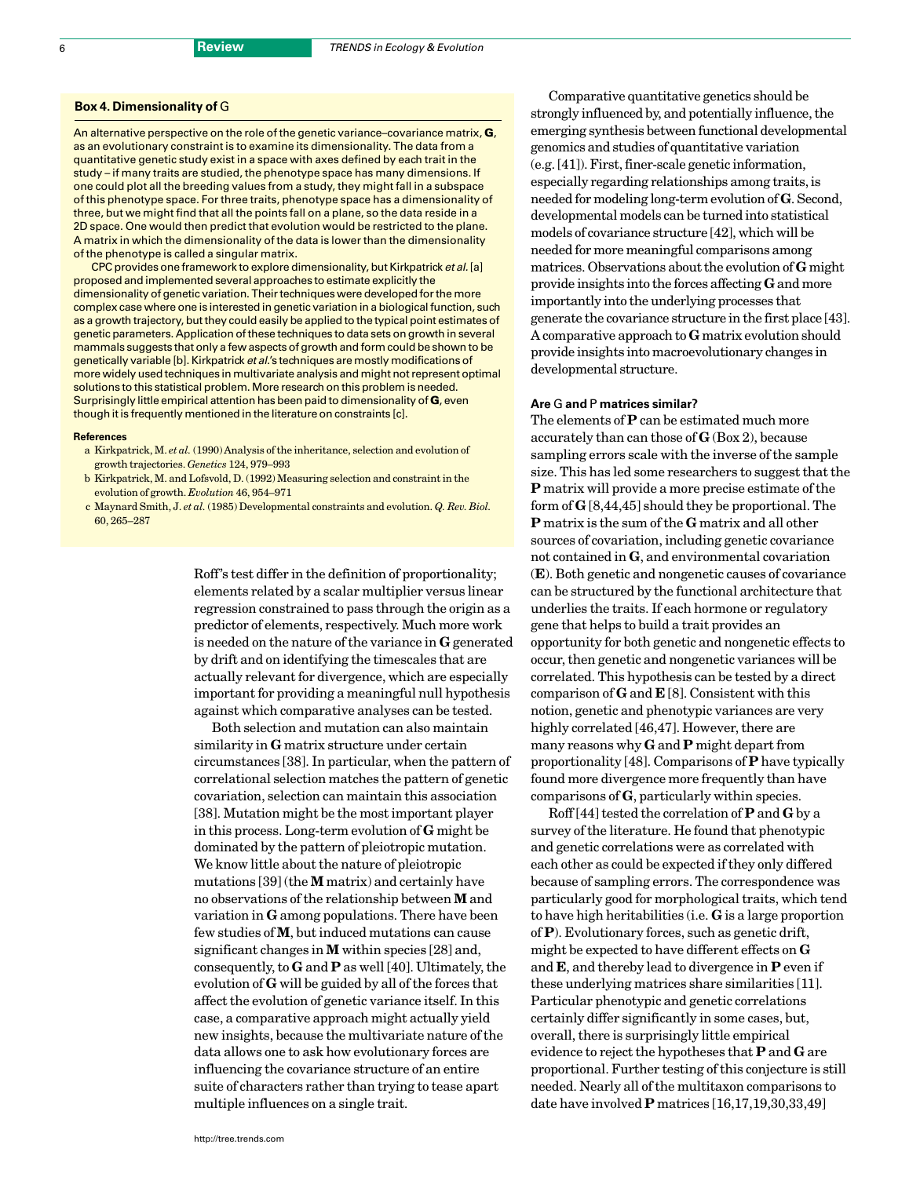### Box 4. Dimensionality of G

An alternative perspective on the role of the genetic variance–covariance matrix, **G**, as an evolutionary constraint is to examine its dimensionality. The data from a quantitative genetic study exist in a space with axes defined by each trait in the study – if many traits are studied, the phenotype space has many dimensions. If one could plot all the breeding values from a study, they might fall in a subspace of this phenotype space. For three traits, phenotype space has a dimensionality of three, but we might find that all the points fall on a plane, so the data reside in a 2D space. One would then predict that evolution would be restricted to the plane. A matrix in which the dimensionality of the data is lower than the dimensionality of the phenotype is called a singular matrix.

CPC provides one framework to explore dimensionality, but Kirkpatrick *et al.* [a] proposed and implemented several approaches to estimate explicitly the dimensionality of genetic variation. Their techniques were developed for the more complex case where one is interested in genetic variation in a biological function, such as a growth trajectory, but they could easily be applied to the typical point estimates of genetic parameters. Application of these techniques to data sets on growth in several mammals suggests that only a few aspects of growth and form could be shown to be genetically variable [b]. Kirkpatrick *et al.*'s techniques are mostly modifications of more widely used techniques in multivariate analysis and might not represent optimal solutions to this statistical problem. More research on this problem is needed. Surprisingly little empirical attention has been paid to dimensionality of **G**, even though it is frequently mentioned in the literature on constraints [c].

**References**

a Kirkpatrick, M. *et al.* (1990) Analysis of the inheritance, selection and evolution of growth trajectories. *Genetics* 124, 979–993

b Kirkpatrick, M. and Lofsvold, D. (1992) Measuring selection and constraint in the evolution of growth. *Evolution* 46, 954–971

c Maynard Smith, J. *et al.* (1985) Developmental constraints and evolution. *Q. Rev. Biol.* 60, 265–287

Roff's test differ in the definition of proportionality; elements related by a scalar multiplier versus linear regression constrained to pass through the origin as a predictor of elements, respectively. Much more work is needed on the nature of the variance in **G** generated by drift and on identifying the timescales that are actually relevant for divergence, which are especially important for providing a meaningful null hypothesis against which comparative analyses can be tested.

Both selection and mutation can also maintain similarity in **G** matrix structure under certain circumstances [38]. In particular, when the pattern of correlational selection matches the pattern of genetic covariation, selection can maintain this association [38]. Mutation might be the most important player in this process. Long-term evolution of **G** might be dominated by the pattern of pleiotropic mutation. We know little about the nature of pleiotropic mutations [39] (the **M** matrix) and certainly have no observations of the relationship between **M** and variation in **G** among populations. There have been few studies of **M**, but induced mutations can cause significant changes in **M** within species [28] and, consequently, to **G** and **P** as well [40]. Ultimately, the evolution of **G** will be guided by all of the forces that affect the evolution of genetic variance itself. In this case, a comparative approach might actually yield new insights, because the multivariate nature of the data allows one to ask how evolutionary forces are influencing the covariance structure of an entire suite of characters rather than trying to tease apart multiple influences on a single trait.

Comparative quantitative genetics should be strongly influenced by, and potentially influence, the emerging synthesis between functional developmental genomics and studies of quantitative variation (e.g. [41]). First, finer-scale genetic information, especially regarding relationships among traits, is needed for modeling long-term evolution of **G**. Second, developmental models can be turned into statistical models of covariance structure [42], which will be needed for more meaningful comparisons among matrices. Observations about the evolution of **G** might provide insights into the forces affecting **G** and more importantly into the underlying processes that generate the covariance structure in the first place [43]. A comparative approach to **G** matrix evolution should provide insights into macroevolutionary changes in developmental structure.

#### Are G and P matrices similar?

The elements of **P** can be estimated much more accurately than can those of **G** (Box 2), because sampling errors scale with the inverse of the sample size. This has led some researchers to suggest that the **P** matrix will provide a more precise estimate of the form of **G** [8,44,45] should they be proportional. The **P** matrix is the sum of the **G** matrix and all other sources of covariation, including genetic covariance not contained in **G**, and environmental covariation (**E**). Both genetic and nongenetic causes of covariance can be structured by the functional architecture that underlies the traits. If each hormone or regulatory gene that helps to build a trait provides an opportunity for both genetic and nongenetic effects to occur, then genetic and nongenetic variances will be correlated. This hypothesis can be tested by a direct comparison of **G** and **E** [8]. Consistent with this notion, genetic and phenotypic variances are very highly correlated [46,47]. However, there are many reasons why **G** and **P** might depart from proportionality [48]. Comparisons of **P** have typically found more divergence more frequently than have comparisons of **G**, particularly within species.

Roff [44] tested the correlation of **P** and **G** by a survey of the literature. He found that phenotypic and genetic correlations were as correlated with each other as could be expected if they only differed because of sampling errors. The correspondence was particularly good for morphological traits, which tend to have high heritabilities (i.e. **G** is a large proportion of **P**). Evolutionary forces, such as genetic drift, might be expected to have different effects on **G** and **E**, and thereby lead to divergence in **P** even if these underlying matrices share similarities [11]. Particular phenotypic and genetic correlations certainly differ significantly in some cases, but, overall, there is surprisingly little empirical evidence to reject the hypotheses that **P** and **G** are proportional. Further testing of this conjecture is still needed. Nearly all of the multitaxon comparisons to date have involved **P** matrices [16,17,19,30,33,49]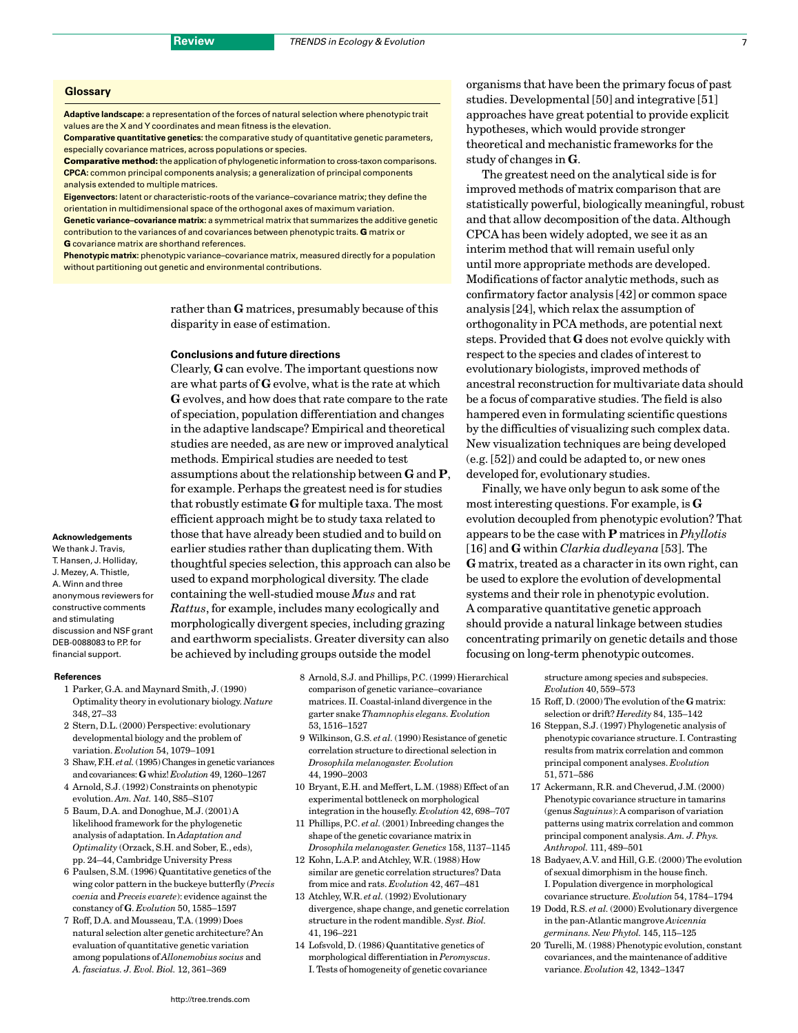## Glossary

**Adaptive landscape:** a representation of the forces of natural selection where phenotypic trait values are the X and Y coordinates and mean fitness is the elevation.

**Comparative quantitative genetics:** the comparative study of quantitative genetic parameters, especially covariance matrices, across populations or species.

**Comparative method:** the application of phylogenetic information to cross-taxon comparisons.

**CPCA:** common principal components analysis; a generalization of principal components analysis extended to multiple matrices.

**Eigenvectors:** latent or characteristic-roots of the variance–covariance matrix; they define the orientation in multidimensional space of the orthogonal axes of maximum variation.

**Genetic variance–covariance matrix:** a symmetrical matrix that summarizes the additive genetic contribution to the variances of and covariances between phenotypic traits. **G** matrix or **G** covariance matrix are shorthand references.

**Phenotypic matrix:** phenotypic variance–covariance matrix, measured directly for a population without partitioning out genetic and environmental contributions.

rather than **G** matrices, presumably because of this disparity in ease of estimation.

### Conclusions and future directions

Clearly, **G** can evolve. The important questions now are what parts of **G** evolve, what is the rate at which **G** evolves, and how does that rate compare to the rate of speciation, population differentiation and changes in the adaptive landscape? Empirical and theoretical studies are needed, as are new or improved analytical methods. Empirical studies are needed to test assumptions about the relationship between **G** and **P**, for example. Perhaps the greatest need is for studies that robustly estimate **G** for multiple taxa. The most efficient approach might be to study taxa related to those that have already been studied and to build on earlier studies rather than duplicating them. With thoughtful species selection, this approach can also be used to expand morphological diversity. The clade containing the well-studied mouse *Mus* and rat *Rattus*, for example, includes many ecologically and morphologically divergent species, including grazing and earthworm specialists. Greater diversity can also be achieved by including groups outside the model organisms that have been the primary focus of past studies. Developmental [50] and integrative [51] approaches have great potential to provide explicit hypotheses, which would provide stronger theoretical and mechanistic frameworks for the study of changes in **G**.

The greatest need on the analytical side is for improved methods of matrix comparison that are statistically powerful, biologically meaningful, robust and that allow decomposition of the data. Although CPCA has been widely adopted, we see it as an interim method that will remain useful only until more appropriate methods are developed. Modifications of factor analytic methods, such as confirmatory factor analysis [42] or common space analysis [24], which relax the assumption of orthogonality in PCA methods, are potential next steps. Provided that **G** does not evolve quickly with respect to the species and clades of interest to evolutionary biologists, improved methods of ancestral reconstruction for multivariate data should be a focus of comparative studies. The field is also hampered even in formulating scientific questions by the difficulties of visualizing such complex data. New visualization techniques are being developed (e.g. [52]) and could be adapted to, or new ones developed for, evolutionary studies.

Finally, we have only begun to ask some of the most interesting questions. For example, is **G** evolution decoupled from phenotypic evolution? That appears to be the case with **P** matrices in *Phyllotis* [16] and **G** within *Clarkia dudleyana* [53]. The **G** matrix, treated as a character in its own right, can be used to explore the evolution of developmental systems and their role in phenotypic evolution. A comparative quantitative genetic approach should provide a natural linkage between studies concentrating primarily on genetic details and those focusing on long-term phenotypic outcomes.

#### Acknowledgements

We thank J. Travis, T. Hansen, J. Holliday, J. Mezey, A. Thistle, A. Winn and three anonymous reviewers for constructive comments and stimulating discussion and NSF grant DEB-0088083 to P.P. for financial support.

#### References

1 Parker, G.A. and Maynard Smith, J. (1990) Optimality theory in evolutionary biology. *Nature* 348, 27–33

2 Stern, D.L. (2000) Perspective: evolutionary developmental biology and the problem of variation. *Evolution* 54, 1079–1091

3 Shaw, F.H. *et al.* (1995) Changes in genetic variances and covariances: **G** whiz! *Evolution* 49, 1260–1267

4 Arnold, S.J. (1992) Constraints on phenotypic evolution. *Am. Nat.* 140, S85–S107

5 Baum, D.A. and Donoghue, M.J. (2001) A likelihood framework for the phylogenetic analysis of adaptation. In *Adaptation and Optimality* (Orzack, S.H. and Sober, E., eds), pp. 24–44, Cambridge University Press

6 Paulsen, S.M. (1996) Quantitative genetics of the wing color pattern in the buckeye butterfly (*Precis coenia* and *Preceis evarete*): evidence against the constancy of **G**. *Evolution* 50, 1585–1597

7 Roff, D.A. and Mousseau, T.A. (1999) Does natural selection alter genetic architecture? An evaluation of quantitative genetic variation among populations of *Allonemobius socius* and *A. fasciatus*. *J. Evol. Biol.* 12, 361–369

8 Arnold, S.J. and Phillips, P.C. (1999) Hierarchical comparison of genetic variance–covariance matrices. II. Coastal-inland divergence in the garter snake *Thamnophis elegans*. *Evolution* 53, 1516–1527

9 Wilkinson, G.S. *et al.* (1990) Resistance of genetic correlation structure to directional selection in *Drosophila melanogaster*. *Evolution* 44, 1990–2003

10 Bryant, E.H. and Meffert, L.M. (1988) Effect of an experimental bottleneck on morphological integration in the housefly. *Evolution* 42, 698–707

11 Phillips, P.C. *et al.* (2001) Inbreeding changes the shape of the genetic covariance matrix in *Drosophila melanogaster*. *Genetics* 158, 1137–1145

12 Kohn, L.A.P. and Atchley, W.R. (1988) How similar are genetic correlation structures? Data from mice and rats. *Evolution* 42, 467–481

13 Atchley, W.R. *et al.* (1992) Evolutionary divergence, shape change, and genetic correlation structure in the rodent mandible. *Syst. Biol.* 41, 196–221

14 Lofsvold, D. (1986) Quantitative genetics of morphological differentiation in *Peromyscus*. I. Tests of homogeneity of genetic covariance structure among species and subspecies. *Evolution* 40, 559–573

15 Roff, D. (2000) The evolution of the **G** matrix: selection or drift? *Heredity* 84, 135–142

16 Steppan, S.J. (1997) Phylogenetic analysis of phenotypic covariance structure. I. Contrasting results from matrix correlation and common principal component analyses. *Evolution* 51, 571–586

17 Ackermann, R.R. and Cheverud, J.M. (2000) Phenotypic covariance structure in tamarins (genus *Saguinus*): A comparison of variation patterns using matrix correlation and common principal component analysis. *Am. J. Phys. Anthropol.* 111, 489–501

18 Badyaev, A.V. and Hill, G.E. (2000) The evolution of sexual dimorphism in the house finch. I. Population divergence in morphological covariance structure. *Evolution* 54, 1784–1794

19 Dodd, R.S. *et al.* (2000) Evolutionary divergence in the pan-Atlantic mangrove *Avicennia germinans*. *New Phytol.* 145, 115–125

20 Turelli, M. (1988) Phenotypic evolution, constant covariances, and the maintenance of additive variance. *Evolution* 42, 1342–1347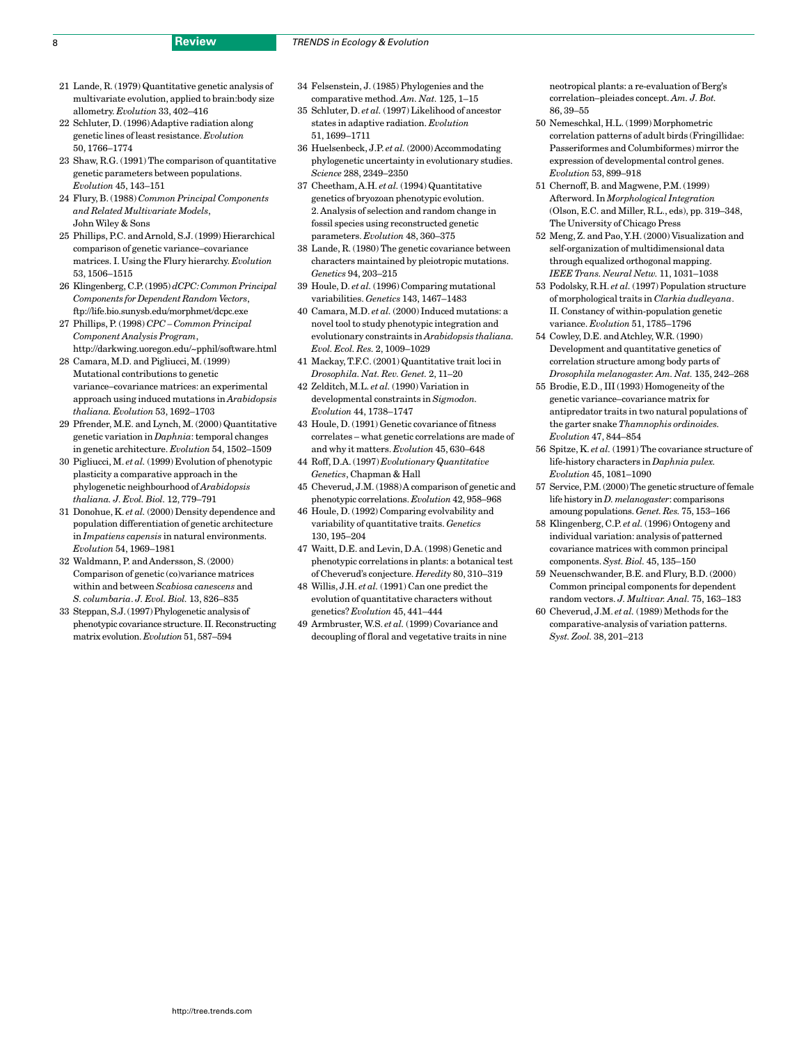21 Lande, R. (1979) Quantitative genetic analysis of multivariate evolution, applied to brain:body size allometry. *Evolution* 33, 402–416

22 Schluter, D. (1996) Adaptive radiation along genetic lines of least resistance. *Evolution* 50, 1766–1774

23 Shaw, R.G. (1991) The comparison of quantitative genetic parameters between populations. *Evolution* 45, 143–151

24 Flury, B. (1988) *Common Principal Components and Related Multivariate Models*, John Wiley & Sons

25 Phillips, P.C. and Arnold, S.J. (1999) Hierarchical comparison of genetic variance–covariance matrices. I. Using the Flury hierarchy. *Evolution* 53, 1506–1515

26 Klingenberg, C.P. (1995) *dCPC: Common Principal Components for Dependent Random Vectors*, ftp://life.bio.sunysb.edu/morphmet/dcpc.exe

27 Phillips, P. (1998) *CPC – Common Principal Component Analysis Program*, http://darkwing.uoregon.edu/~pphil/software.html

28 Camara, M.D. and Pigliucci, M. (1999) Mutational contributions to genetic variance–covariance matrices: an experimental approach using induced mutations in *Arabidopsis thaliana*. *Evolution* 53, 1692–1703

29 Pfrender, M.E. and Lynch, M. (2000) Quantitative genetic variation in *Daphnia*: temporal changes in genetic architecture. *Evolution* 54, 1502–1509

30 Pigliucci, M. *et al.* (1999) Evolution of phenotypic plasticity a comparative approach in the phylogenetic neighbourhood of *Arabidopsis thaliana*. *J. Evol. Biol.* 12, 779–791

31 Donohue, K. *et al.* (2000) Density dependence and population differentiation of genetic architecture in *Impatiens capensis* in natural environments. *Evolution* 54, 1969–1981

32 Waldmann, P. and Andersson, S. (2000) Comparison of genetic (co)variance matrices within and between *Scabiosa canescens* and *S. columbaria*. *J. Evol. Biol.* 13, 826–835

33 Steppan, S.J. (1997) Phylogenetic analysis of phenotypic covariance structure. II. Reconstructing matrix evolution. *Evolution* 51, 587–594

34 Felsenstein, J. (1985) Phylogenies and the comparative method. *Am. Nat.* 125, 1–15

35 Schluter, D. *et al.* (1997) Likelihood of ancestor states in adaptive radiation. *Evolution* 51, 1699–1711

36 Huelsenbeck, J.P. *et al.* (2000) Accommodating phylogenetic uncertainty in evolutionary studies. *Science* 288, 2349–2350

37 Cheetham, A.H. *et al.* (1994) Quantitative genetics of bryozoan phenotypic evolution. 2. Analysis of selection and random change in fossil species using reconstructed genetic parameters. *Evolution* 48, 360–375

38 Lande, R. (1980) The genetic covariance between characters maintained by pleiotropic mutations. *Genetics* 94, 203–215

39 Houle, D. *et al.* (1996) Comparing mutational variabilities. *Genetics* 143, 1467–1483

40 Camara, M.D. *et al.* (2000) Induced mutations: a novel tool to study phenotypic integration and evolutionary constraints in *Arabidopsis thaliana*. *Evol. Ecol. Res.* 2, 1009–1029

41 Mackay, T.F.C. (2001) Quantitative trait loci in *Drosophila*. *Nat. Rev. Genet.* 2, 11–20

42 Zelditch, M.L. *et al.* (1990) Variation in developmental constraints in *Sigmodon*. *Evolution* 44, 1738–1747

43 Houle, D. (1991) Genetic covariance of fitness correlates – what genetic correlations are made of and why it matters. *Evolution* 45, 630–648

44 Roff, D.A. (1997) *Evolutionary Quantitative Genetics*, Chapman & Hall

45 Cheverud, J.M. (1988) A comparison of genetic and phenotypic correlations. *Evolution* 42, 958–968

46 Houle, D. (1992) Comparing evolvability and variability of quantitative traits. *Genetics* 130, 195–204

47 Waitt, D.E. and Levin, D.A. (1998) Genetic and phenotypic correlations in plants: a botanical test of Cheverud's conjecture. *Heredity* 80, 310–319

48 Willis, J.H. *et al.* (1991) Can one predict the evolution of quantitative characters without genetics? *Evolution* 45, 441–444

49 Armbruster, W.S. *et al.* (1999) Covariance and decoupling of floral and vegetative traits in nine neotropical plants: a re-evaluation of Berg's correlation–pleiades concept. *Am. J. Bot.* 86, 39–55

50 Nemeschkal, H.L. (1999) Morphometric correlation patterns of adult birds (Fringillidae: Passeriformes and Columbiformes) mirror the expression of developmental control genes. *Evolution* 53, 899–918

51 Chernoff, B. and Magwene, P.M. (1999) Afterword. In *Morphological Integration* (Olson, E.C. and Miller, R.L., eds), pp. 319–348, The University of Chicago Press

52 Meng, Z. and Pao, Y.H. (2000) Visualization and self-organization of multidimensional data through equalized orthogonal mapping. *IEEE Trans. Neural Netw.* 11, 1031–1038

53 Podolsky, R.H. *et al.* (1997) Population structure of morphological traits in *Clarkia dudleyana*. II. Constancy of within-population genetic variance. *Evolution* 51, 1785–1796

54 Cowley, D.E. and Atchley, W.R. (1990) Development and quantitative genetics of correlation structure among body parts of *Drosophila melanogaster*. *Am. Nat.* 135, 242–268

55 Brodie, E.D., III (1993) Homogeneity of the genetic variance–covariance matrix for antipredator traits in two natural populations of the garter snake *Thamnophis ordinoides*. *Evolution* 47, 844–854

56 Spitze, K. *et al.* (1991) The covariance structure of life-history characters in *Daphnia pulex*. *Evolution* 45, 1081–1090

57 Service, P.M. (2000) The genetic structure of female life history in *D. melanogaster*: comparisons amoung populations. *Genet. Res.* 75, 153–166

58 Klingenberg, C.P. *et al.* (1996) Ontogeny and individual variation: analysis of patterned covariance matrices with common principal components. *Syst. Biol.* 45, 135–150

59 Neuenschwander, B.E. and Flury, B.D. (2000) Common principal components for dependent random vectors. *J. Multivar. Anal.* 75, 163–183

60 Cheverud, J.M. *et al.* (1989) Methods for the comparative-analysis of variation patterns. *Syst. Zool.* 38, 201–213